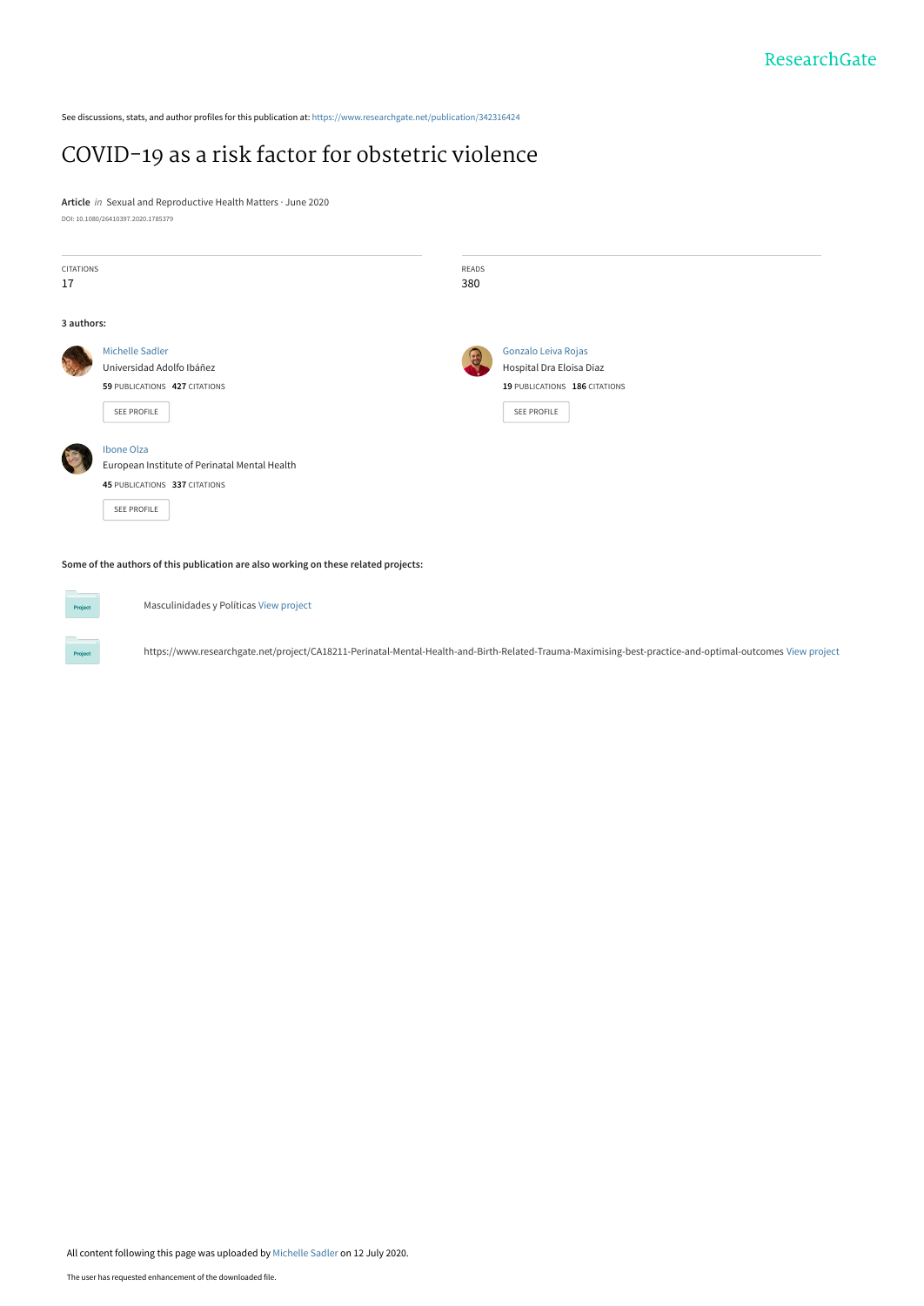See discussions, stats, and author profiles for this publication at: https://www.researchgate.net/publication/342316424

# COVID-19 as a risk factor for obstetric violence

**Article** *in* Sexual and Reproductive Health Matters · June 2020

DOI: 10.1080/26410397.2020.1785379

CITATIONS
17

READS
380

**3 authors:**

Michelle Sadler
Universidad Adolfo Ibáñez
**59** PUBLICATIONS **427** CITATIONS
SEE PROFILE

Gonzalo Leiva Rojas
Hospital Dra Eloisa Diaz
**19** PUBLICATIONS **186** CITATIONS
SEE PROFILE

Ibone Olza
European Institute of Perinatal Mental Health
**45** PUBLICATIONS **337** CITATIONS
SEE PROFILE

**Some of the authors of this publication are also working on these related projects:**

Project: Masculinidades y Politicas View project

Project: https://www.researchgate.net/project/CA18211-Perinatal-Mental-Health-and-Birth-Related-Trauma-Maximising-best-practice-and-optimal-outcomes View project

All content following this page was uploaded by Michelle Sadler on 12 July 2020.

The user has requested enhancement of the downloaded file.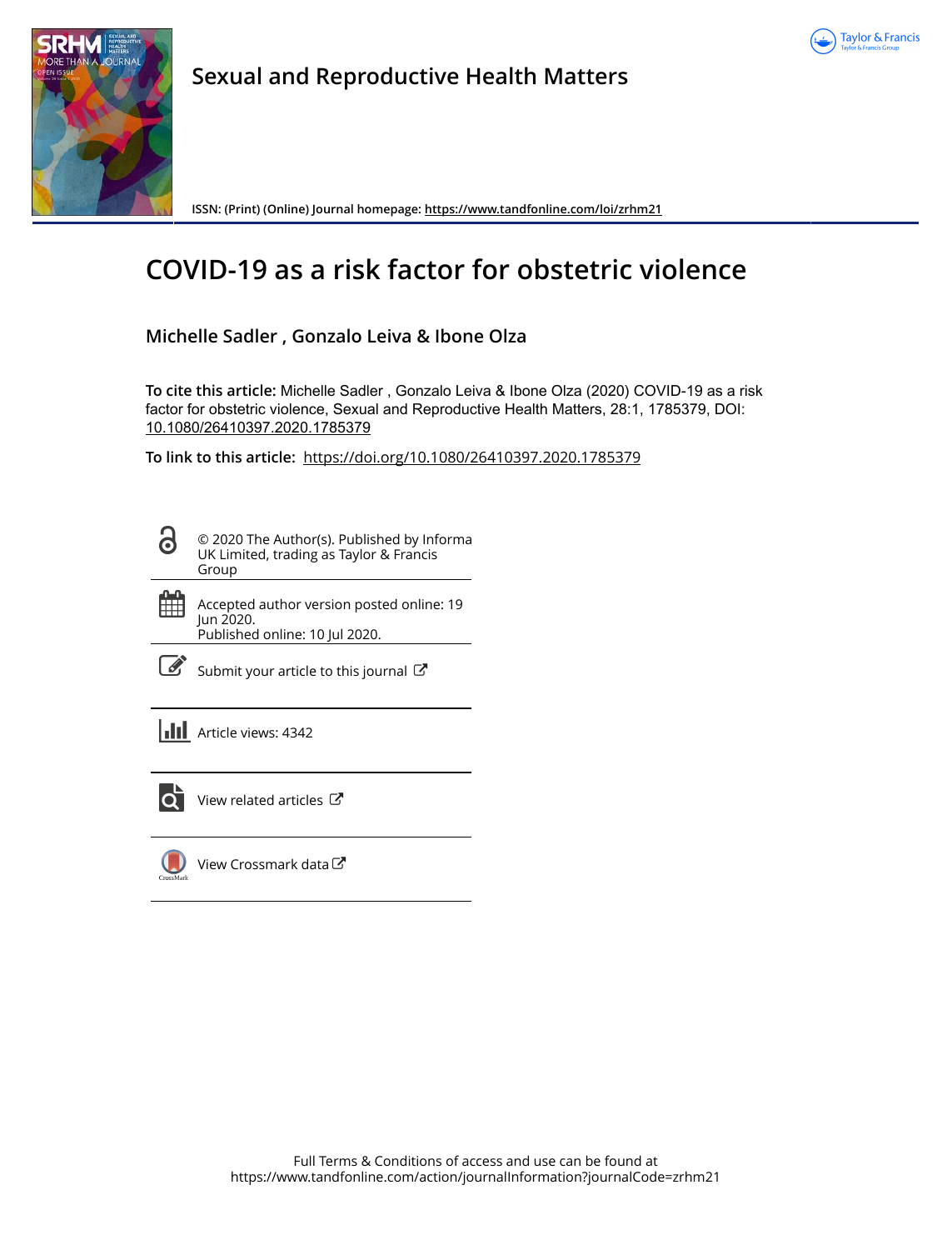# Sexual and Reproductive Health Matters

ISSN: (Print) (Online) Journal homepage: https://www.tandfonline.com/loi/zrhm21

# COVID-19 as a risk factor for obstetric violence

## Michelle Sadler , Gonzalo Leiva & Ibone Olza

**To cite this article:** Michelle Sadler , Gonzalo Leiva & Ibone Olza (2020) COVID-19 as a risk factor for obstetric violence, Sexual and Reproductive Health Matters, 28:1, 1785379, DOI: 10.1080/26410397.2020.1785379

**To link to this article:** https://doi.org/10.1080/26410397.2020.1785379

© 2020 The Author(s). Published by Informa UK Limited, trading as Taylor & Francis Group

Accepted author version posted online: 19 Jun 2020.
Published online: 10 Jul 2020.

Submit your article to this journal

Article views: 4342

View related articles

View Crossmark data

Full Terms & Conditions of access and use can be found at https://www.tandfonline.com/action/journalInformation?journalCode=zrhm21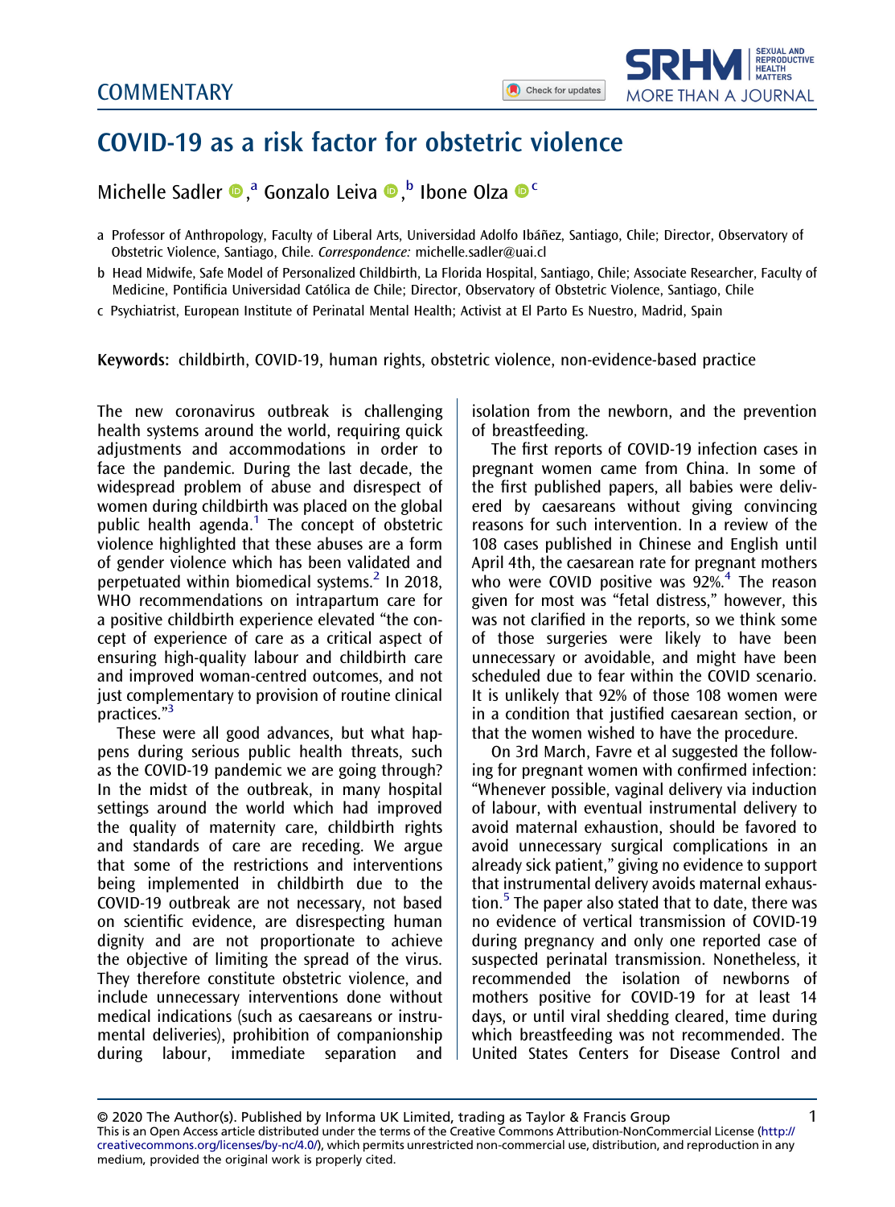## COMMENTARY

# COVID-19 as a risk factor for obstetric violence

Michelle Sadler[a], Gonzalo Leiva[b], Ibone Olza[c]

a Professor of Anthropology, Faculty of Liberal Arts, Universidad Adolfo Ibáñez, Santiago, Chile; Director, Observatory of Obstetric Violence, Santiago, Chile. *Correspondence:* michelle.sadler@uai.cl

b Head Midwife, Safe Model of Personalized Childbirth, La Florida Hospital, Santiago, Chile; Associate Researcher, Faculty of Medicine, Pontificia Universidad Católica de Chile; Director, Observatory of Obstetric Violence, Santiago, Chile

c Psychiatrist, European Institute of Perinatal Mental Health; Activist at El Parto Es Nuestro, Madrid, Spain

**Keywords:** childbirth, COVID-19, human rights, obstetric violence, non-evidence-based practice

The new coronavirus outbreak is challenging health systems around the world, requiring quick adjustments and accommodations in order to face the pandemic. During the last decade, the widespread problem of abuse and disrespect of women during childbirth was placed on the global public health agenda.[1] The concept of obstetric violence highlighted that these abuses are a form of gender violence which has been validated and perpetuated within biomedical systems.[2] In 2018, WHO recommendations on intrapartum care for a positive childbirth experience elevated "the concept of experience of care as a critical aspect of ensuring high-quality labour and childbirth care and improved woman-centred outcomes, and not just complementary to provision of routine clinical practices."[3]

These were all good advances, but what happens during serious public health threats, such as the COVID-19 pandemic we are going through? In the midst of the outbreak, in many hospital settings around the world which had improved the quality of maternity care, childbirth rights and standards of care are receding. We argue that some of the restrictions and interventions being implemented in childbirth due to the COVID-19 outbreak are not necessary, not based on scientific evidence, are disrespecting human dignity and are not proportionate to achieve the objective of limiting the spread of the virus. They therefore constitute obstetric violence, and include unnecessary interventions done without medical indications (such as caesareans or instrumental deliveries), prohibition of companionship during labour, immediate separation and isolation from the newborn, and the prevention of breastfeeding.

The first reports of COVID-19 infection cases in pregnant women came from China. In some of the first published papers, all babies were delivered by caesareans without giving convincing reasons for such intervention. In a review of the 108 cases published in Chinese and English until April 4th, the caesarean rate for pregnant mothers who were COVID positive was 92%.[4] The reason given for most was "fetal distress," however, this was not clarified in the reports, so we think some of those surgeries were likely to have been unnecessary or avoidable, and might have been scheduled due to fear within the COVID scenario. It is unlikely that 92% of those 108 women were in a condition that justified caesarean section, or that the women wished to have the procedure.

On 3rd March, Favre et al suggested the following for pregnant women with confirmed infection: "Whenever possible, vaginal delivery via induction of labour, with eventual instrumental delivery to avoid maternal exhaustion, should be favored to avoid unnecessary surgical complications in an already sick patient," giving no evidence to support that instrumental delivery avoids maternal exhaustion.[5] The paper also stated that to date, there was no evidence of vertical transmission of COVID-19 during pregnancy and only one reported case of suspected perinatal transmission. Nonetheless, it recommended the isolation of newborns of mothers positive for COVID-19 for at least 14 days, or until viral shedding cleared, time during which breastfeeding was not recommended. The United States Centers for Disease Control and

© 2020 The Author(s). Published by Informa UK Limited, trading as Taylor & Francis Group
This is an Open Access article distributed under the terms of the Creative Commons Attribution-NonCommercial License (http://creativecommons.org/licenses/by-nc/4.0/), which permits unrestricted non-commercial use, distribution, and reproduction in any medium, provided the original work is properly cited.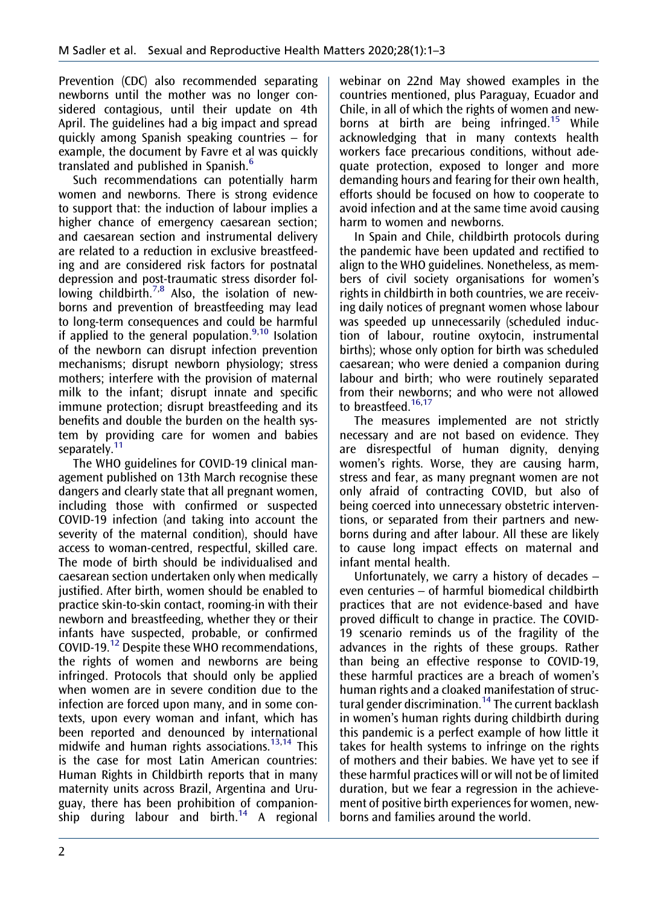Prevention (CDC) also recommended separating newborns until the mother was no longer considered contagious, until their update on 4th April. The guidelines had a big impact and spread quickly among Spanish speaking countries – for example, the document by Favre et al was quickly translated and published in Spanish.[6]

Such recommendations can potentially harm women and newborns. There is strong evidence to support that: the induction of labour implies a higher chance of emergency caesarean section; and caesarean section and instrumental delivery are related to a reduction in exclusive breastfeeding and are considered risk factors for postnatal depression and post-traumatic stress disorder following childbirth.[7,8] Also, the isolation of newborns and prevention of breastfeeding may lead to long-term consequences and could be harmful if applied to the general population.[9,10] Isolation of the newborn can disrupt infection prevention mechanisms; disrupt newborn physiology; stress mothers; interfere with the provision of maternal milk to the infant; disrupt innate and specific immune protection; disrupt breastfeeding and its benefits and double the burden on the health system by providing care for women and babies separately.[11]

The WHO guidelines for COVID-19 clinical management published on 13th March recognise these dangers and clearly state that all pregnant women, including those with confirmed or suspected COVID-19 infection (and taking into account the severity of the maternal condition), should have access to woman-centred, respectful, skilled care. The mode of birth should be individualised and caesarean section undertaken only when medically justified. After birth, women should be enabled to practice skin-to-skin contact, rooming-in with their newborn and breastfeeding, whether they or their infants have suspected, probable, or confirmed COVID-19.[12] Despite these WHO recommendations, the rights of women and newborns are being infringed. Protocols that should only be applied when women are in severe condition due to the infection are forced upon many, and in some contexts, upon every woman and infant, which has been reported and denounced by international midwife and human rights associations.[13,14] This is the case for most Latin American countries: Human Rights in Childbirth reports that in many maternity units across Brazil, Argentina and Uruguay, there has been prohibition of companionship during labour and birth.[14] A regional webinar on 22nd May showed examples in the countries mentioned, plus Paraguay, Ecuador and Chile, in all of which the rights of women and newborns at birth are being infringed.[15] While acknowledging that in many contexts health workers face precarious conditions, without adequate protection, exposed to longer and more demanding hours and fearing for their own health, efforts should be focused on how to cooperate to avoid infection and at the same time avoid causing harm to women and newborns.

In Spain and Chile, childbirth protocols during the pandemic have been updated and rectified to align to the WHO guidelines. Nonetheless, as members of civil society organisations for women's rights in childbirth in both countries, we are receiving daily notices of pregnant women whose labour was speeded up unnecessarily (scheduled induction of labour, routine oxytocin, instrumental births); whose only option for birth was scheduled caesarean; who were denied a companion during labour and birth; who were routinely separated from their newborns; and who were not allowed to breastfeed.[16,17]

The measures implemented are not strictly necessary and are not based on evidence. They are disrespectful of human dignity, denying women's rights. Worse, they are causing harm, stress and fear, as many pregnant women are not only afraid of contracting COVID, but also of being coerced into unnecessary obstetric interventions, or separated from their partners and newborns during and after labour. All these are likely to cause long impact effects on maternal and infant mental health.

Unfortunately, we carry a history of decades – even centuries – of harmful biomedical childbirth practices that are not evidence-based and have proved difficult to change in practice. The COVID-19 scenario reminds us of the fragility of the advances in the rights of these groups. Rather than being an effective response to COVID-19, these harmful practices are a breach of women's human rights and a cloaked manifestation of structural gender discrimination.[14] The current backlash in women's human rights during childbirth during this pandemic is a perfect example of how little it takes for health systems to infringe on the rights of mothers and their babies. We have yet to see if these harmful practices will or will not be of limited duration, but we fear a regression in the achievement of positive birth experiences for women, newborns and families around the world.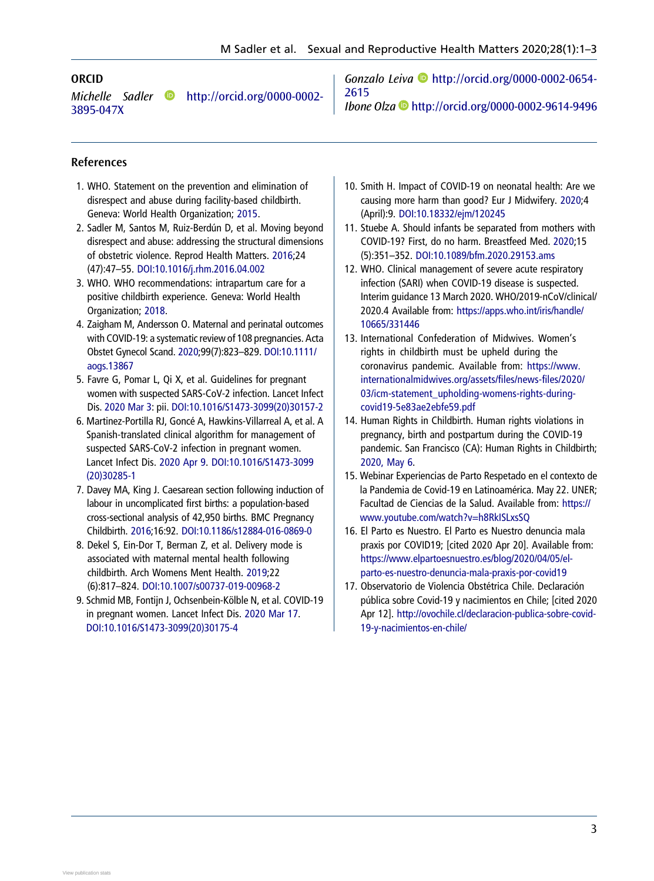## ORCID

*Michelle Sadler* http://orcid.org/0000-0002-3895-047X
*Gonzalo Leiva* http://orcid.org/0000-0002-0654-2615
*Ibone Olza* http://orcid.org/0000-0002-9614-9496

## References

1. WHO. Statement on the prevention and elimination of disrespect and abuse during facility-based childbirth. Geneva: World Health Organization; 2015.
2. Sadler M, Santos M, Ruiz-Berdún D, et al. Moving beyond disrespect and abuse: addressing the structural dimensions of obstetric violence. Reprod Health Matters. 2016;24 (47):47–55. DOI:10.1016/j.rhm.2016.04.002
3. WHO. WHO recommendations: intrapartum care for a positive childbirth experience. Geneva: World Health Organization; 2018.
4. Zaigham M, Andersson O. Maternal and perinatal outcomes with COVID-19: a systematic review of 108 pregnancies. Acta Obstet Gynecol Scand. 2020;99(7):823–829. DOI:10.1111/aogs.13867
5. Favre G, Pomar L, Qi X, et al. Guidelines for pregnant women with suspected SARS-CoV-2 infection. Lancet Infect Dis. 2020 Mar 3: pii. DOI:10.1016/S1473-3099(20)30157-2
6. Martinez-Portilla RJ, Goncé A, Hawkins-Villarreal A, et al. A Spanish-translated clinical algorithm for management of suspected SARS-CoV-2 infection in pregnant women. Lancet Infect Dis. 2020 Apr 9. DOI:10.1016/S1473-3099(20)30285-1
7. Davey MA, King J. Caesarean section following induction of labour in uncomplicated first births: a population-based cross-sectional analysis of 42,950 births. BMC Pregnancy Childbirth. 2016;16:92. DOI:10.1186/s12884-016-0869-0
8. Dekel S, Ein-Dor T, Berman Z, et al. Delivery mode is associated with maternal mental health following childbirth. Arch Womens Ment Health. 2019;22 (6):817–824. DOI:10.1007/s00737-019-00968-2
9. Schmid MB, Fontijn J, Ochsenbein-Kölble N, et al. COVID-19 in pregnant women. Lancet Infect Dis. 2020 Mar 17. DOI:10.1016/S1473-3099(20)30175-4
10. Smith H. Impact of COVID-19 on neonatal health: Are we causing more harm than good? Eur J Midwifery. 2020;4 (April):9. DOI:10.18332/ejm/120245
11. Stuebe A. Should infants be separated from mothers with COVID-19? First, do no harm. Breastfeed Med. 2020;15 (5):351–352. DOI:10.1089/bfm.2020.29153.ams
12. WHO. Clinical management of severe acute respiratory infection (SARI) when COVID-19 disease is suspected. Interim guidance 13 March 2020. WHO/2019-nCoV/clinical/2020.4 Available from: https://apps.who.int/iris/handle/10665/331446
13. International Confederation of Midwives. Women's rights in childbirth must be upheld during the coronavirus pandemic. Available from: https://www.internationalmidwives.org/assets/files/news-files/2020/03/icm-statement_upholding-womens-rights-during-covid19-5e83ae2ebfe59.pdf
14. Human Rights in Childbirth. Human rights violations in pregnancy, birth and postpartum during the COVID-19 pandemic. San Francisco (CA): Human Rights in Childbirth; 2020, May 6.
15. Webinar Experiencias de Parto Respetado en el contexto de la Pandemia de Covid-19 en Latinoamérica. May 22. UNER; Facultad de Ciencias de la Salud. Available from: https://www.youtube.com/watch?v=h8RkISLxsSQ
16. El Parto es Nuestro. El Parto es Nuestro denuncia mala praxis por COVID19; [cited 2020 Apr 20]. Available from: https://www.elpartoesnuestro.es/blog/2020/04/05/el-parto-es-nuestro-denuncia-mala-praxis-por-covid19
17. Observatorio de Violencia Obstétrica Chile. Declaración pública sobre Covid-19 y nacimientos en Chile; [cited 2020 Apr 12]. http://ovochile.cl/declaracion-publica-sobre-covid-19-y-nacimientos-en-chile/